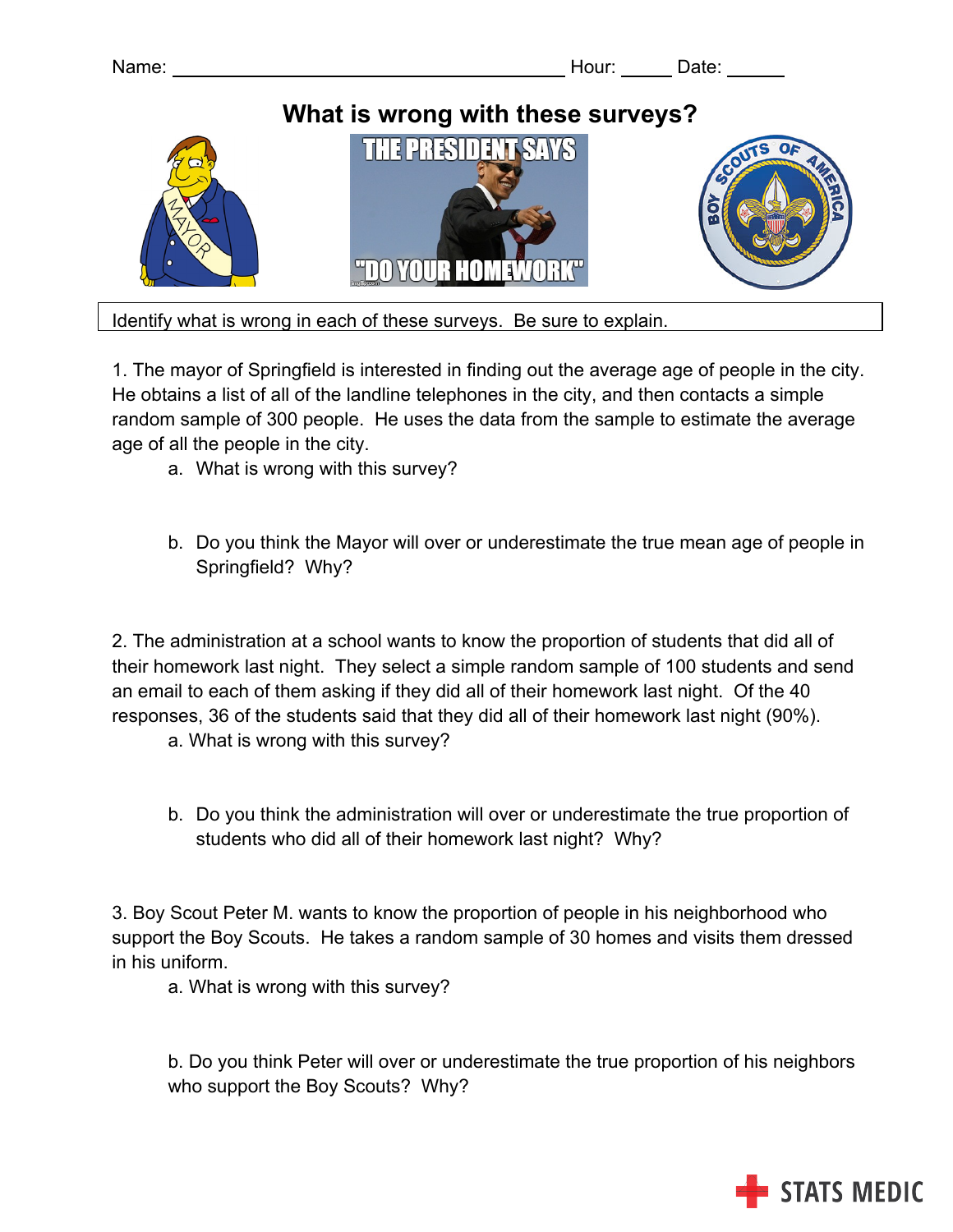Name: ______________________________ Hour: _____ Date: ______

# What is wrong with these surveys?

Identify what is wrong in each of these surveys. Be sure to explain.

1. The mayor of Springfield is interested in finding out the average age of people in the city. He obtains a list of all of the landline telephones in the city, and then contacts a simple random sample of 300 people. He uses the data from the sample to estimate the average age of all the people in the city.

   a. What is wrong with this survey?

   b. Do you think the Mayor will over or underestimate the true mean age of people in Springfield? Why?

2. The administration at a school wants to know the proportion of students that did all of their homework last night. They select a simple random sample of 100 students and send an email to each of them asking if they did all of their homework last night. Of the 40 responses, 36 of the students said that they did all of their homework last night (90%).

   a. What is wrong with this survey?

   b. Do you think the administration will over or underestimate the true proportion of students who did all of their homework last night? Why?

3. Boy Scout Peter M. wants to know the proportion of people in his neighborhood who support the Boy Scouts. He takes a random sample of 30 homes and visits them dressed in his uniform.

   a. What is wrong with this survey?

   b. Do you think Peter will over or underestimate the true proportion of his neighbors who support the Boy Scouts? Why?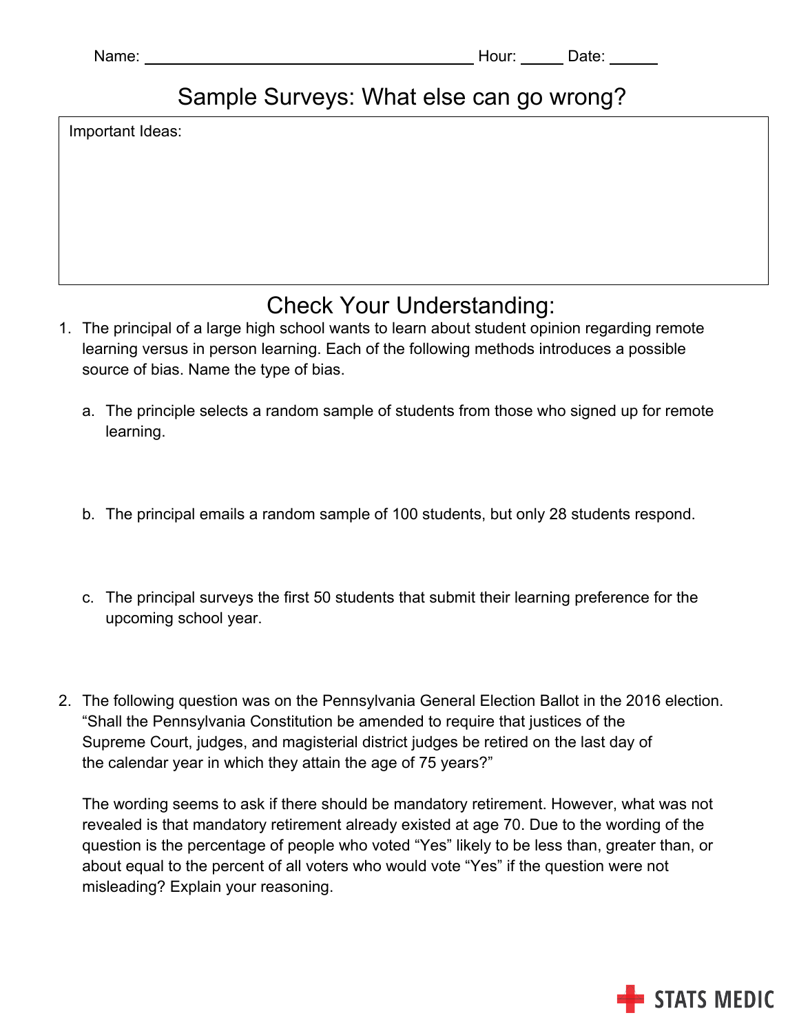Name: ______________________ Hour: _____ Date: ______

# Sample Surveys: What else can go wrong?

Important Ideas:

## Check Your Understanding:

1. The principal of a large high school wants to learn about student opinion regarding remote learning versus in person learning. Each of the following methods introduces a possible source of bias. Name the type of bias.

   a. The principle selects a random sample of students from those who signed up for remote learning.

   b. The principal emails a random sample of 100 students, but only 28 students respond.

   c. The principal surveys the first 50 students that submit their learning preference for the upcoming school year.

2. The following question was on the Pennsylvania General Election Ballot in the 2016 election. "Shall the Pennsylvania Constitution be amended to require that justices of the Supreme Court, judges, and magisterial district judges be retired on the last day of the calendar year in which they attain the age of 75 years?"

   The wording seems to ask if there should be mandatory retirement. However, what was not revealed is that mandatory retirement already existed at age 70. Due to the wording of the question is the percentage of people who voted "Yes" likely to be less than, greater than, or about equal to the percent of all voters who would vote "Yes" if the question were not misleading? Explain your reasoning.